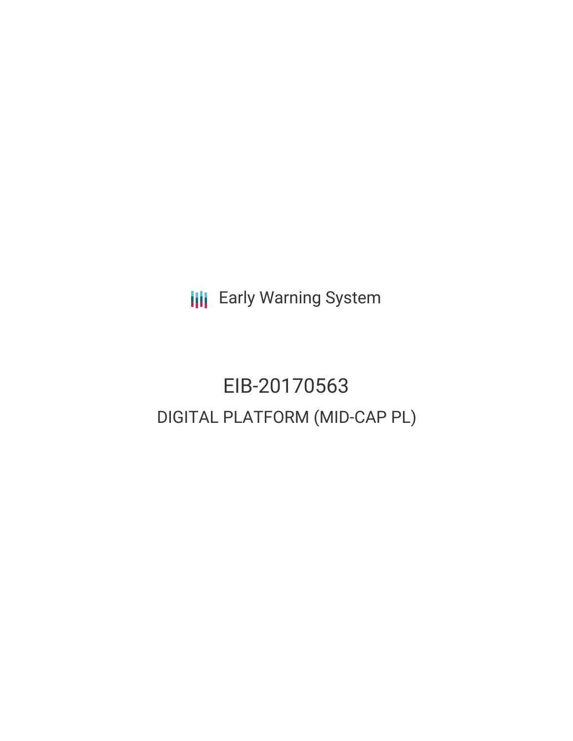Early Warning System

# EIB-20170563

## DIGITAL PLATFORM (MID-CAP PL)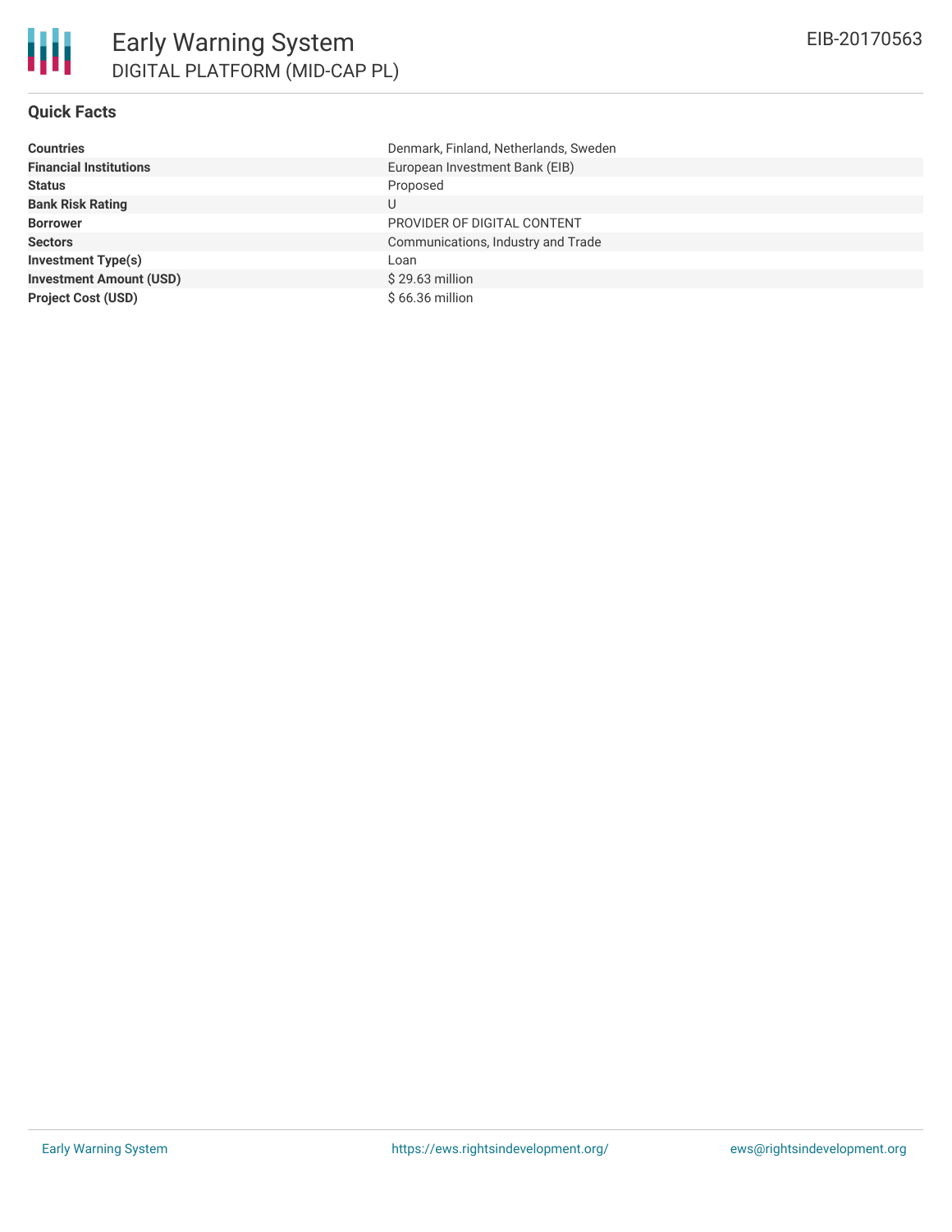# Early Warning System

DIGITAL PLATFORM (MID-CAP PL)

EIB-20170563

## Quick Facts

| | |
|---|---|
| **Countries** | Denmark, Finland, Netherlands, Sweden |
| **Financial Institutions** | European Investment Bank (EIB) |
| **Status** | Proposed |
| **Bank Risk Rating** | U |
| **Borrower** | PROVIDER OF DIGITAL CONTENT |
| **Sectors** | Communications, Industry and Trade |
| **Investment Type(s)** | Loan |
| **Investment Amount (USD)** | $ 29.63 million |
| **Project Cost (USD)** | $ 66.36 million |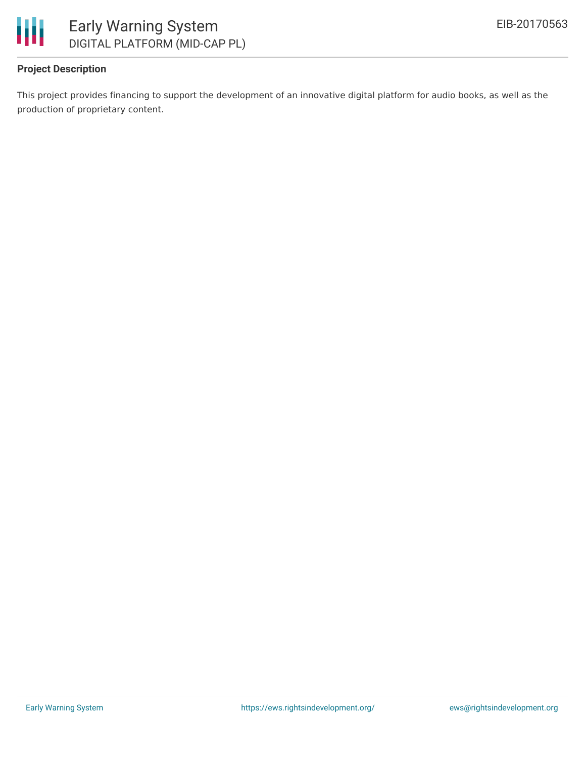## Project Description

This project provides financing to support the development of an innovative digital platform for audio books, as well as the production of proprietary content.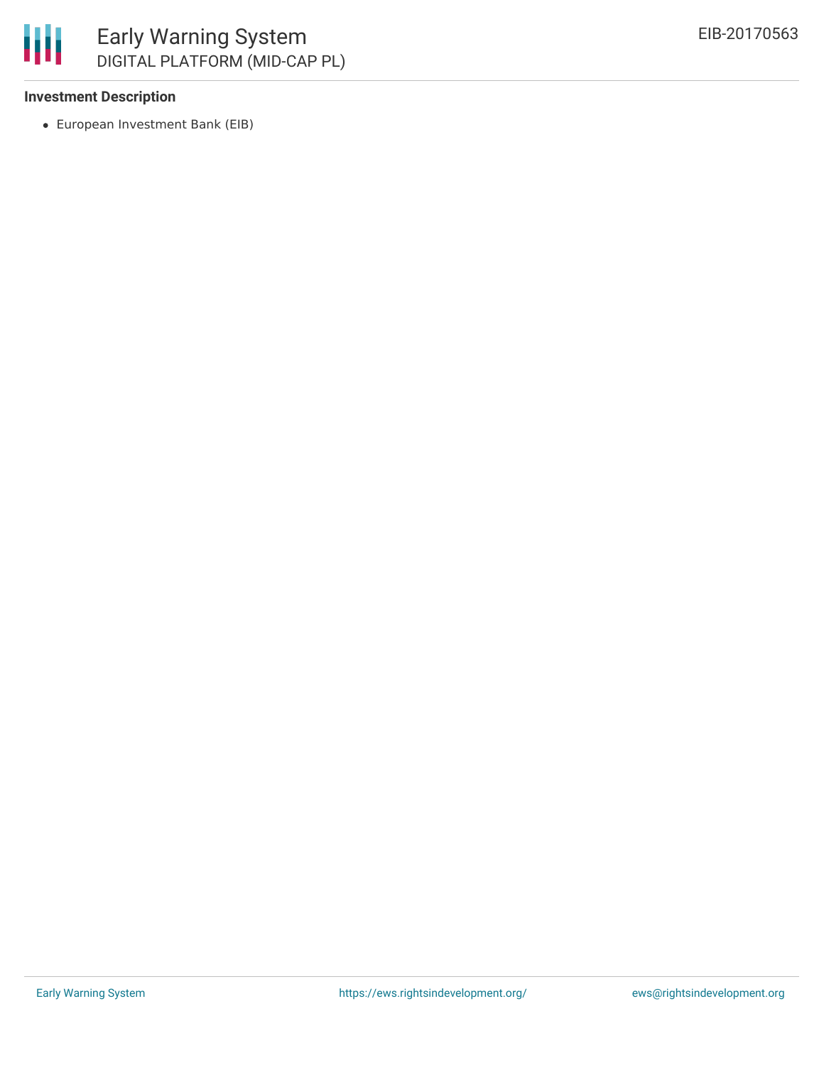**Investment Description**

- European Investment Bank (EIB)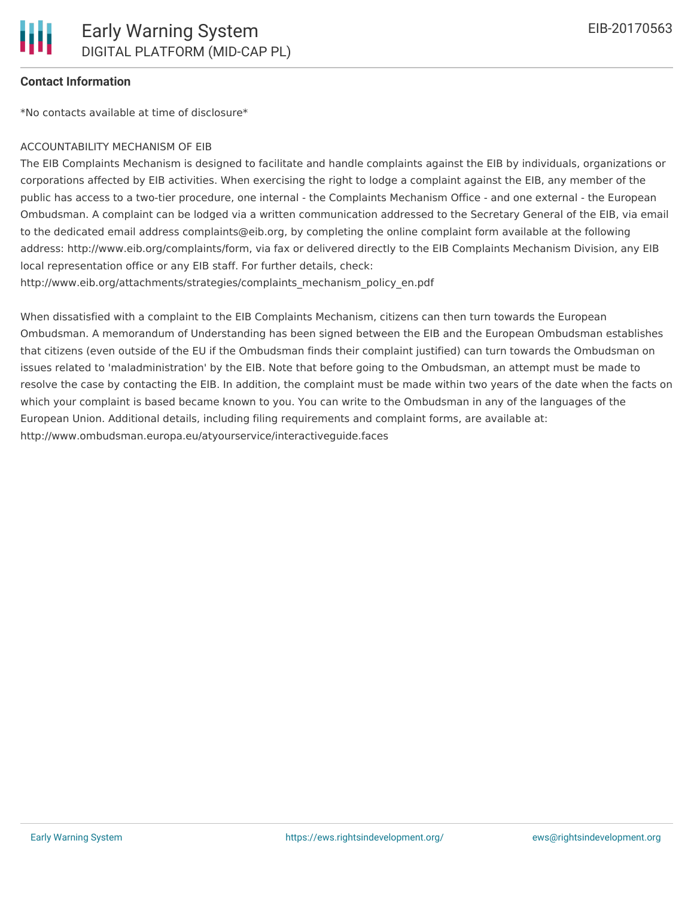## Contact Information

*No contacts available at time of disclosure*

ACCOUNTABILITY MECHANISM OF EIB

The EIB Complaints Mechanism is designed to facilitate and handle complaints against the EIB by individuals, organizations or corporations affected by EIB activities. When exercising the right to lodge a complaint against the EIB, any member of the public has access to a two-tier procedure, one internal - the Complaints Mechanism Office - and one external - the European Ombudsman. A complaint can be lodged via a written communication addressed to the Secretary General of the EIB, via email to the dedicated email address complaints@eib.org, by completing the online complaint form available at the following address: http://www.eib.org/complaints/form, via fax or delivered directly to the EIB Complaints Mechanism Division, any EIB local representation office or any EIB staff. For further details, check: http://www.eib.org/attachments/strategies/complaints_mechanism_policy_en.pdf

When dissatisfied with a complaint to the EIB Complaints Mechanism, citizens can then turn towards the European Ombudsman. A memorandum of Understanding has been signed between the EIB and the European Ombudsman establishes that citizens (even outside of the EU if the Ombudsman finds their complaint justified) can turn towards the Ombudsman on issues related to 'maladministration' by the EIB. Note that before going to the Ombudsman, an attempt must be made to resolve the case by contacting the EIB. In addition, the complaint must be made within two years of the date when the facts on which your complaint is based became known to you. You can write to the Ombudsman in any of the languages of the European Union. Additional details, including filing requirements and complaint forms, are available at: http://www.ombudsman.europa.eu/atyourservice/interactiveguide.faces